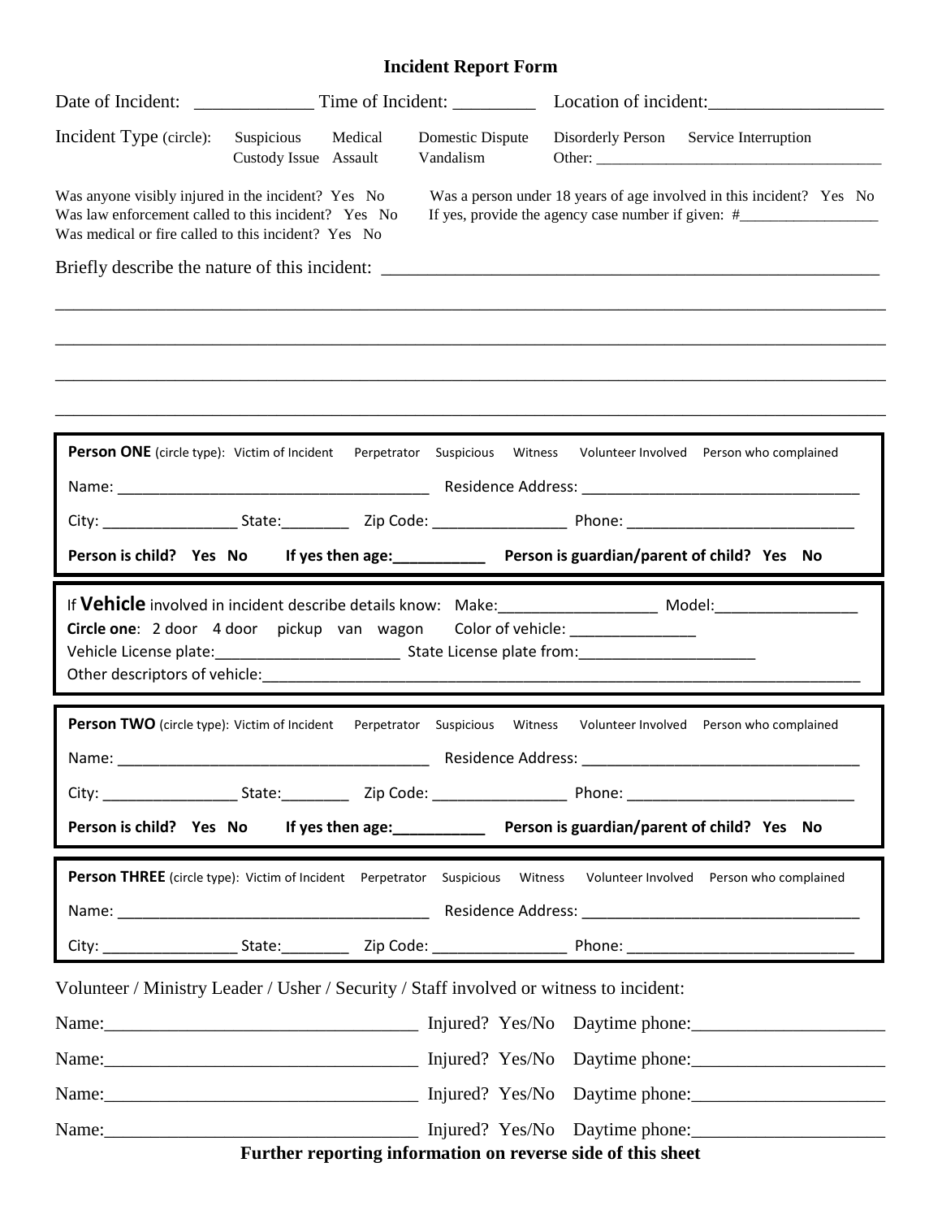# Incident Report Form

Date of Incident: _____________ Time of Incident: _________ Location of incident:___________________

Incident Type (circle): Suspicious Medical Domestic Dispute Disorderly Person Service Interruption Custody Issue Assault Vandalism Other: ____________________________________

Was anyone visibly injured in the incident? Yes No

Was law enforcement called to this incident? Yes No

Was medical or fire called to this incident? Yes No

Was a person under 18 years of age involved in this incident? Yes No

If yes, provide the agency case number if given: #__________________

Briefly describe the nature of this incident: ________________________________________________________

_____________________________________________________________________________________

_____________________________________________________________________________________

_____________________________________________________________________________________

_____________________________________________________________________________________

**Person ONE** (circle type): Victim of Incident Perpetrator Suspicious Witness Volunteer Involved Person who complained

Name: _____________________________________ Residence Address: ________________________________

City: ________________ State:________ Zip Code: ________________ Phone: ___________________________

**Person is child? Yes No If yes then age:___________ Person is guardian/parent of child? Yes No**

If **Vehicle** involved in incident describe details know: Make:__________________ Model:________________

**Circle one**: 2 door 4 door pickup van wagon Color of vehicle: _______________

Vehicle License plate:_____________________ State License plate from:_____________________

Other descriptors of vehicle:_____________________________________________________________________

**Person TWO** (circle type): Victim of Incident Perpetrator Suspicious Witness Volunteer Involved Person who complained

Name: _____________________________________ Residence Address: ________________________________

City: ________________ State:________ Zip Code: ________________ Phone: ___________________________

**Person is child? Yes No If yes then age:___________ Person is guardian/parent of child? Yes No**

**Person THREE** (circle type): Victim of Incident Perpetrator Suspicious Witness Volunteer Involved Person who complained

Name: _____________________________________ Residence Address: ________________________________

City: ________________ State:________ Zip Code: ________________ Phone: ___________________________

Volunteer / Ministry Leader / Usher / Security / Staff involved or witness to incident:

Name:__________________________________ Injured? Yes/No Daytime phone:_____________________

Name:__________________________________ Injured? Yes/No Daytime phone:_____________________

Name:__________________________________ Injured? Yes/No Daytime phone:_____________________

Name:__________________________________ Injured? Yes/No Daytime phone:_____________________

**Further reporting information on reverse side of this sheet**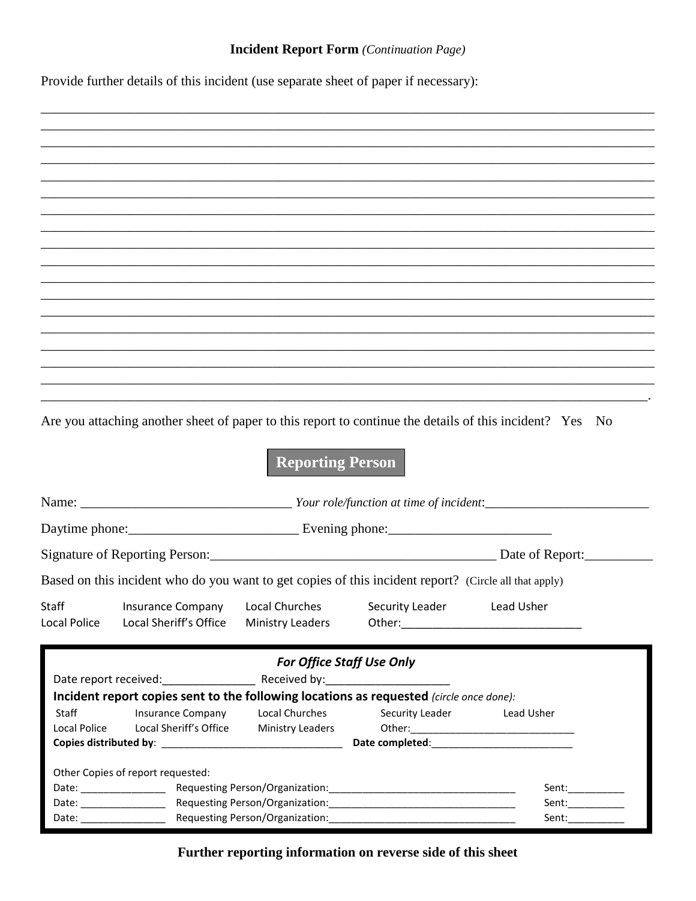**Incident Report Form** *(Continuation Page)*

Provide further details of this incident (use separate sheet of paper if necessary):

_______________________________________________________________________________________
_______________________________________________________________________________________
_______________________________________________________________________________________
_______________________________________________________________________________________
_______________________________________________________________________________________
_______________________________________________________________________________________
_______________________________________________________________________________________
_______________________________________________________________________________________
_______________________________________________________________________________________
_______________________________________________________________________________________
_______________________________________________________________________________________
_______________________________________________________________________________________
_______________________________________________________________________________________
_______________________________________________________________________________________
_______________________________________________________________________________________
_______________________________________________________________________________________
_______________________________________________________________________________________
______________________________________________________________________________________.

Are you attaching another sheet of paper to this report to continue the details of this incident? Yes No

## Reporting Person

Name: _______________________________ *Your role/function at time of incident*:________________________

Daytime phone:________________________ Evening phone:________________________

Signature of Reporting Person:__________________________________________ Date of Report:__________

Based on this incident who do you want to get copies of this incident report? (Circle all that apply)

| | | | | |
|---|---|---|---|---|
| Staff | Insurance Company | Local Churches | Security Leader | Lead Usher |
| Local Police | Local Sheriff's Office | Ministry Leaders | Other:_____________________________ | |

***For Office Staff Use Only***

Date report received:_______________ Received by:____________________

**Incident report copies sent to the following locations as requested** *(circle once done):*

| | | | | |
|---|---|---|---|---|
| Staff | Insurance Company | Local Churches | Security Leader | Lead Usher |
| Local Police | Local Sheriff's Office | Ministry Leaders | Other:_____________________________ | |

**Copies distributed by**: ________________________________ **Date completed**:_________________________

Other Copies of report requested:

Date: _______________ Requesting Person/Organization:_________________________________ Sent:__________

Date: _______________ Requesting Person/Organization:_________________________________ Sent:__________

Date: _______________ Requesting Person/Organization:_________________________________ Sent:__________

**Further reporting information on reverse side of this sheet**